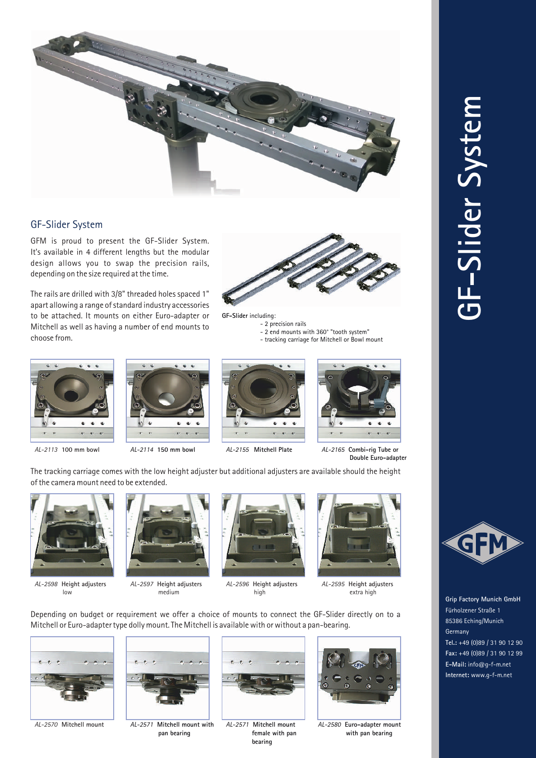# GF-Slider System

## GF-Slider System

GFM is proud to present the GF-Slider System. It's available in 4 different lengths but the modular design allows you to swap the precision rails, depending on the size required at the time.

The rails are drilled with 3/8" threaded holes spaced 1" apart allowing a range of standard industry accessories to be attached. It mounts on either Euro-adapter or Mitchell as well as having a number of end mounts to choose from.

**GF-Slider** including:

- 2 precision rails
- 2 end mounts with 360° "tooth system"
- tracking carriage for Mitchell or Bowl mount

*AL-2113* **100 mm bowl**

*AL-2114* **150 mm bowl**

*AL-2155* **Mitchell Plate**

*AL-2165* **Combi-rig Tube or Double Euro-adapter**

The tracking carriage comes with the low height adjuster but additional adjusters are available should the height of the camera mount need to be extended.

*AL-2598* **Height adjusters** low

*AL-2597* **Height adjusters** medium

*AL-2596* **Height adjusters** high

*AL-2595* **Height adjusters** extra high

Depending on budget or requirement we offer a choice of mounts to connect the GF-Slider directly on to a Mitchell or Euro-adapter type dolly mount. The Mitchell is available with or without a pan-bearing.

*AL-2570* **Mitchell mount**

*AL-2571* **Mitchell mount with pan bearing**

*AL-2571* **Mitchell mount female with pan bearing**

*AL-2580* **Euro-adapter mount with pan bearing**

**Grip Factory Munich GmbH**
Fürholzener Straße 1
85386 Eching/Munich
Germany
**Tel.:** +49 (0)89 / 31 90 12 90
**Fax:** +49 (0)89 / 31 90 12 99
**E-Mail:** info@g-f-m.net
**Internet:** www.g-f-m.net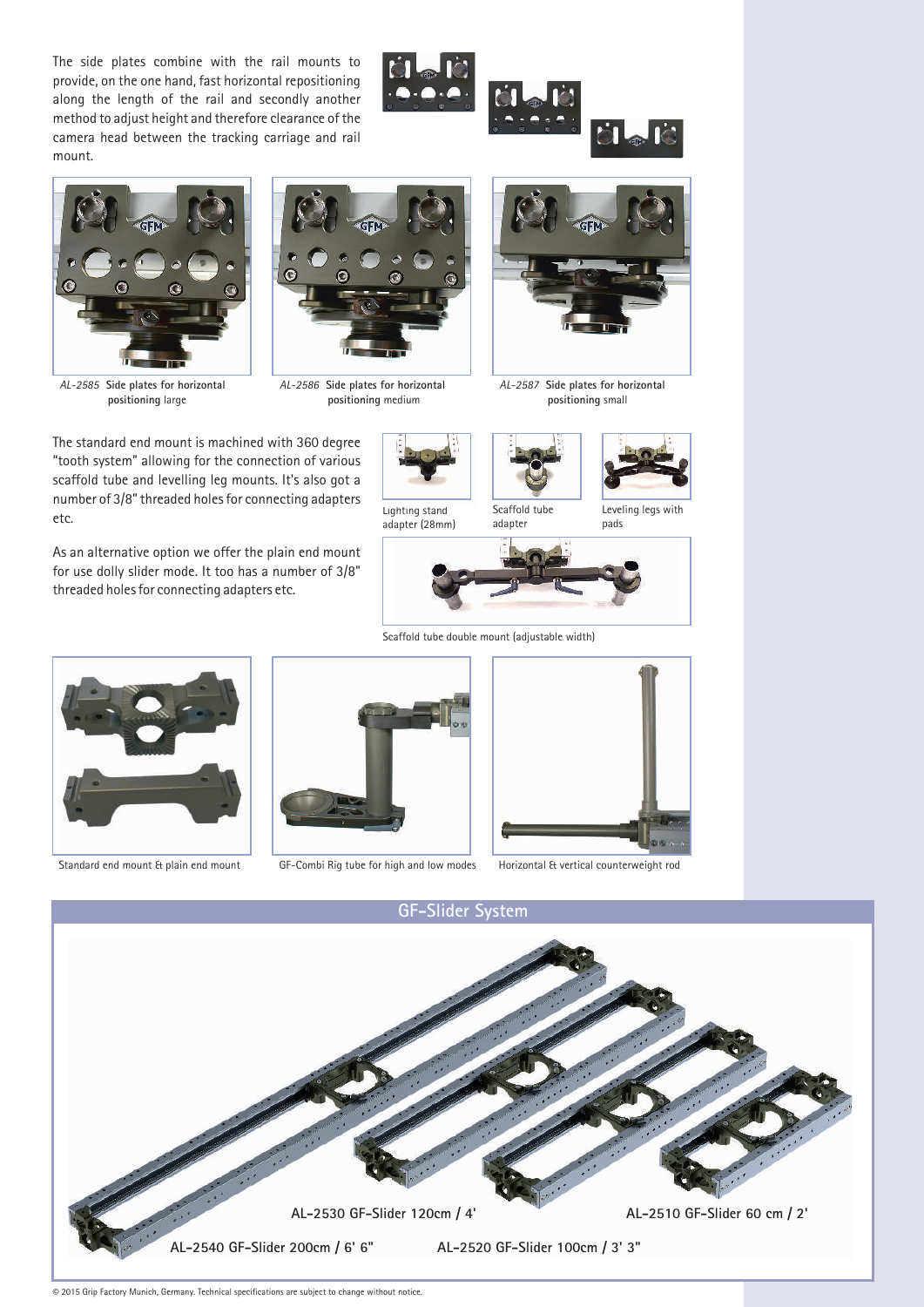The side plates combine with the rail mounts to provide, on the one hand, fast horizontal repositioning along the length of the rail and secondly another method to adjust height and therefore clearance of the camera head between the tracking carriage and rail mount.

*AL-2585* **Side plates for horizontal positioning** large

*AL-2586* **Side plates for horizontal positioning** medium

*AL-2587* **Side plates for horizontal positioning** small

The standard end mount is machined with 360 degree "tooth system" allowing for the connection of various scaffold tube and levelling leg mounts. It's also got a number of 3/8" threaded holes for connecting adapters etc.

As an alternative option we offer the plain end mount for use dolly slider mode. It too has a number of 3/8" threaded holes for connecting adapters etc.

Lighting stand adapter (28mm)

Scaffold tube adapter

Leveling legs with pads

Scaffold tube double mount (adjustable width)

Standard end mount & plain end mount

GF-Combi Rig tube for high and low modes

Horizontal & vertical counterweight rod

## GF-Slider System

AL-2530 GF-Slider 120cm / 4'

AL-2510 GF-Slider 60 cm / 2'

AL-2540 GF-Slider 200cm / 6' 6"

AL-2520 GF-Slider 100cm / 3' 3"

© 2015 Grip Factory Munich, Germany. Technical specifications are subject to change without notice.